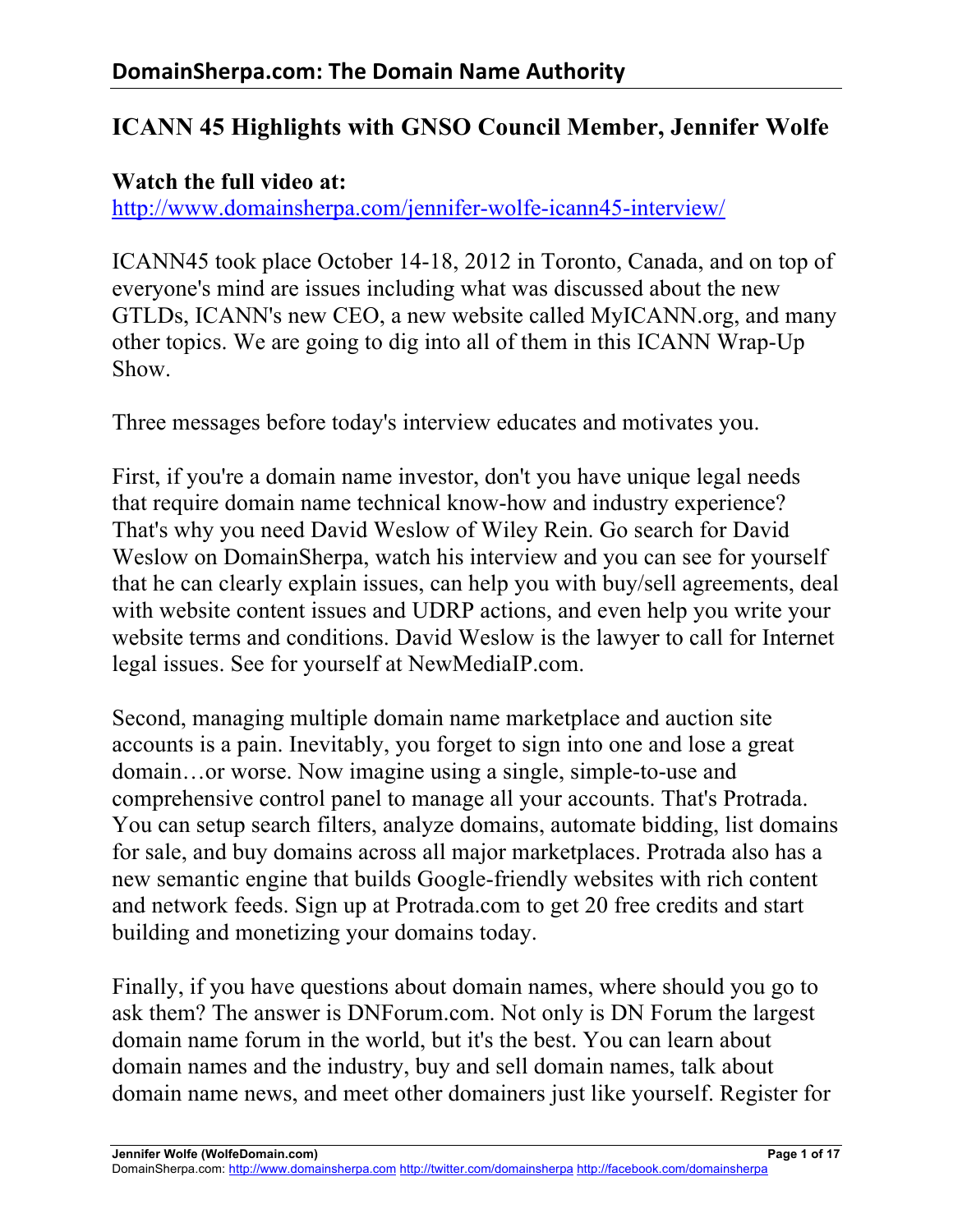# ICANN 45 Highlights with GNSO Council Member, Jennifer Wolfe

**Watch the full video at:**
http://www.domainsherpa.com/jennifer-wolfe-icann45-interview/

ICANN45 took place October 14-18, 2012 in Toronto, Canada, and on top of everyone's mind are issues including what was discussed about the new GTLDs, ICANN's new CEO, a new website called MyICANN.org, and many other topics. We are going to dig into all of them in this ICANN Wrap-Up Show.

Three messages before today's interview educates and motivates you.

First, if you're a domain name investor, don't you have unique legal needs that require domain name technical know-how and industry experience? That's why you need David Weslow of Wiley Rein. Go search for David Weslow on DomainSherpa, watch his interview and you can see for yourself that he can clearly explain issues, can help you with buy/sell agreements, deal with website content issues and UDRP actions, and even help you write your website terms and conditions. David Weslow is the lawyer to call for Internet legal issues. See for yourself at NewMediaIP.com.

Second, managing multiple domain name marketplace and auction site accounts is a pain. Inevitably, you forget to sign into one and lose a great domain…or worse. Now imagine using a single, simple-to-use and comprehensive control panel to manage all your accounts. That's Protrada. You can setup search filters, analyze domains, automate bidding, list domains for sale, and buy domains across all major marketplaces. Protrada also has a new semantic engine that builds Google-friendly websites with rich content and network feeds. Sign up at Protrada.com to get 20 free credits and start building and monetizing your domains today.

Finally, if you have questions about domain names, where should you go to ask them? The answer is DNForum.com. Not only is DN Forum the largest domain name forum in the world, but it's the best. You can learn about domain names and the industry, buy and sell domain names, talk about domain name news, and meet other domainers just like yourself. Register for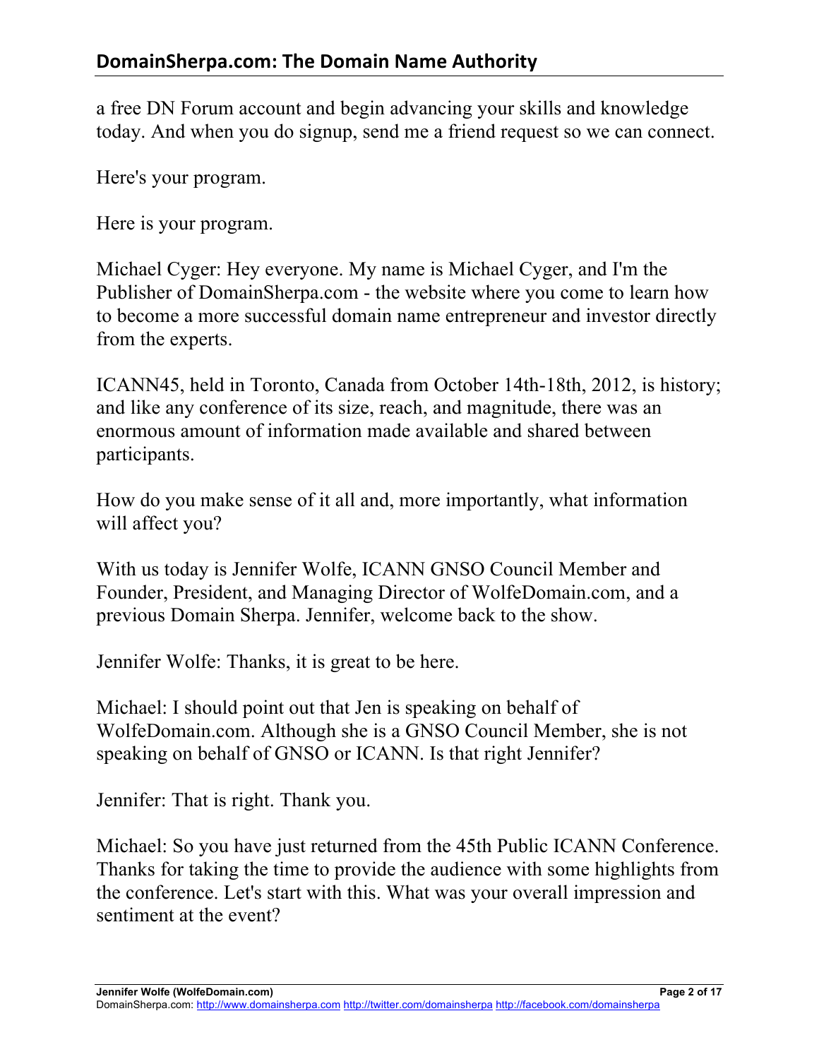a free DN Forum account and begin advancing your skills and knowledge today. And when you do signup, send me a friend request so we can connect.

Here's your program.

Here is your program.

Michael Cyger: Hey everyone. My name is Michael Cyger, and I'm the Publisher of DomainSherpa.com - the website where you come to learn how to become a more successful domain name entrepreneur and investor directly from the experts.

ICANN45, held in Toronto, Canada from October 14th-18th, 2012, is history; and like any conference of its size, reach, and magnitude, there was an enormous amount of information made available and shared between participants.

How do you make sense of it all and, more importantly, what information will affect you?

With us today is Jennifer Wolfe, ICANN GNSO Council Member and Founder, President, and Managing Director of WolfeDomain.com, and a previous Domain Sherpa. Jennifer, welcome back to the show.

Jennifer Wolfe: Thanks, it is great to be here.

Michael: I should point out that Jen is speaking on behalf of WolfeDomain.com. Although she is a GNSO Council Member, she is not speaking on behalf of GNSO or ICANN. Is that right Jennifer?

Jennifer: That is right. Thank you.

Michael: So you have just returned from the 45th Public ICANN Conference. Thanks for taking the time to provide the audience with some highlights from the conference. Let's start with this. What was your overall impression and sentiment at the event?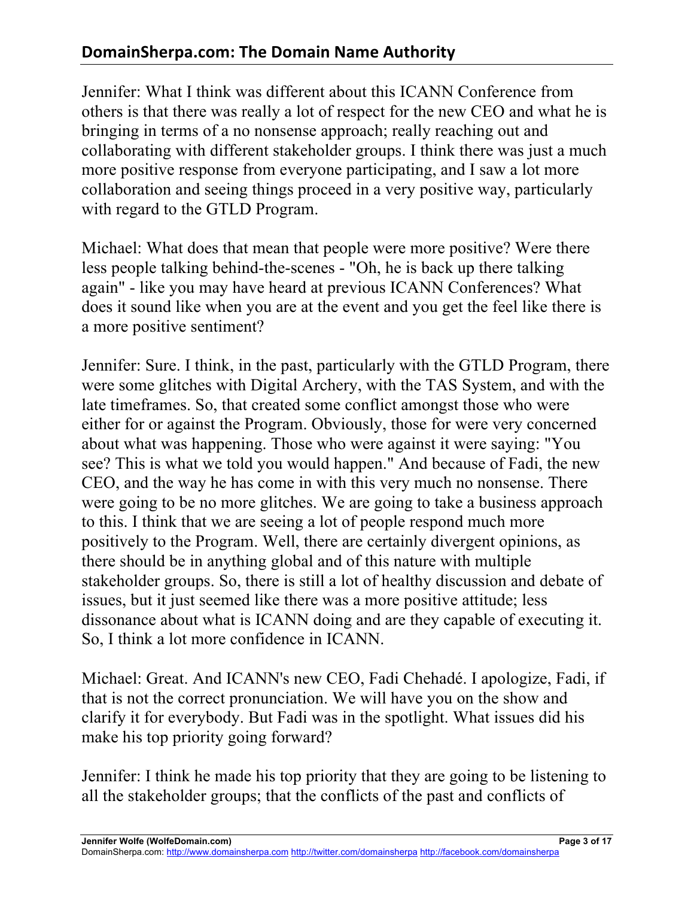Jennifer: What I think was different about this ICANN Conference from others is that there was really a lot of respect for the new CEO and what he is bringing in terms of a no nonsense approach; really reaching out and collaborating with different stakeholder groups. I think there was just a much more positive response from everyone participating, and I saw a lot more collaboration and seeing things proceed in a very positive way, particularly with regard to the GTLD Program.

Michael: What does that mean that people were more positive? Were there less people talking behind-the-scenes - "Oh, he is back up there talking again" - like you may have heard at previous ICANN Conferences? What does it sound like when you are at the event and you get the feel like there is a more positive sentiment?

Jennifer: Sure. I think, in the past, particularly with the GTLD Program, there were some glitches with Digital Archery, with the TAS System, and with the late timeframes. So, that created some conflict amongst those who were either for or against the Program. Obviously, those for were very concerned about what was happening. Those who were against it were saying: "You see? This is what we told you would happen." And because of Fadi, the new CEO, and the way he has come in with this very much no nonsense. There were going to be no more glitches. We are going to take a business approach to this. I think that we are seeing a lot of people respond much more positively to the Program. Well, there are certainly divergent opinions, as there should be in anything global and of this nature with multiple stakeholder groups. So, there is still a lot of healthy discussion and debate of issues, but it just seemed like there was a more positive attitude; less dissonance about what is ICANN doing and are they capable of executing it. So, I think a lot more confidence in ICANN.

Michael: Great. And ICANN's new CEO, Fadi Chehadé. I apologize, Fadi, if that is not the correct pronunciation. We will have you on the show and clarify it for everybody. But Fadi was in the spotlight. What issues did his make his top priority going forward?

Jennifer: I think he made his top priority that they are going to be listening to all the stakeholder groups; that the conflicts of the past and conflicts of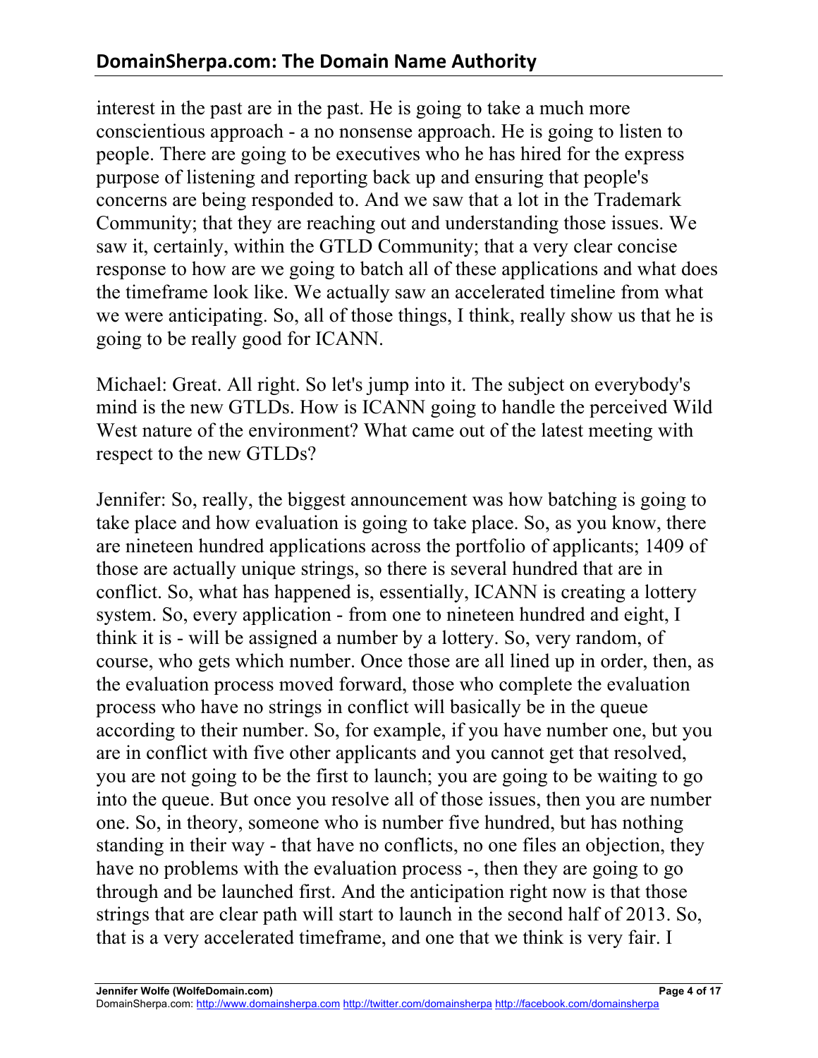interest in the past are in the past. He is going to take a much more conscientious approach - a no nonsense approach. He is going to listen to people. There are going to be executives who he has hired for the express purpose of listening and reporting back up and ensuring that people's concerns are being responded to. And we saw that a lot in the Trademark Community; that they are reaching out and understanding those issues. We saw it, certainly, within the GTLD Community; that a very clear concise response to how are we going to batch all of these applications and what does the timeframe look like. We actually saw an accelerated timeline from what we were anticipating. So, all of those things, I think, really show us that he is going to be really good for ICANN.

Michael: Great. All right. So let's jump into it. The subject on everybody's mind is the new GTLDs. How is ICANN going to handle the perceived Wild West nature of the environment? What came out of the latest meeting with respect to the new GTLDs?

Jennifer: So, really, the biggest announcement was how batching is going to take place and how evaluation is going to take place. So, as you know, there are nineteen hundred applications across the portfolio of applicants; 1409 of those are actually unique strings, so there is several hundred that are in conflict. So, what has happened is, essentially, ICANN is creating a lottery system. So, every application - from one to nineteen hundred and eight, I think it is - will be assigned a number by a lottery. So, very random, of course, who gets which number. Once those are all lined up in order, then, as the evaluation process moved forward, those who complete the evaluation process who have no strings in conflict will basically be in the queue according to their number. So, for example, if you have number one, but you are in conflict with five other applicants and you cannot get that resolved, you are not going to be the first to launch; you are going to be waiting to go into the queue. But once you resolve all of those issues, then you are number one. So, in theory, someone who is number five hundred, but has nothing standing in their way - that have no conflicts, no one files an objection, they have no problems with the evaluation process -, then they are going to go through and be launched first. And the anticipation right now is that those strings that are clear path will start to launch in the second half of 2013. So, that is a very accelerated timeframe, and one that we think is very fair. I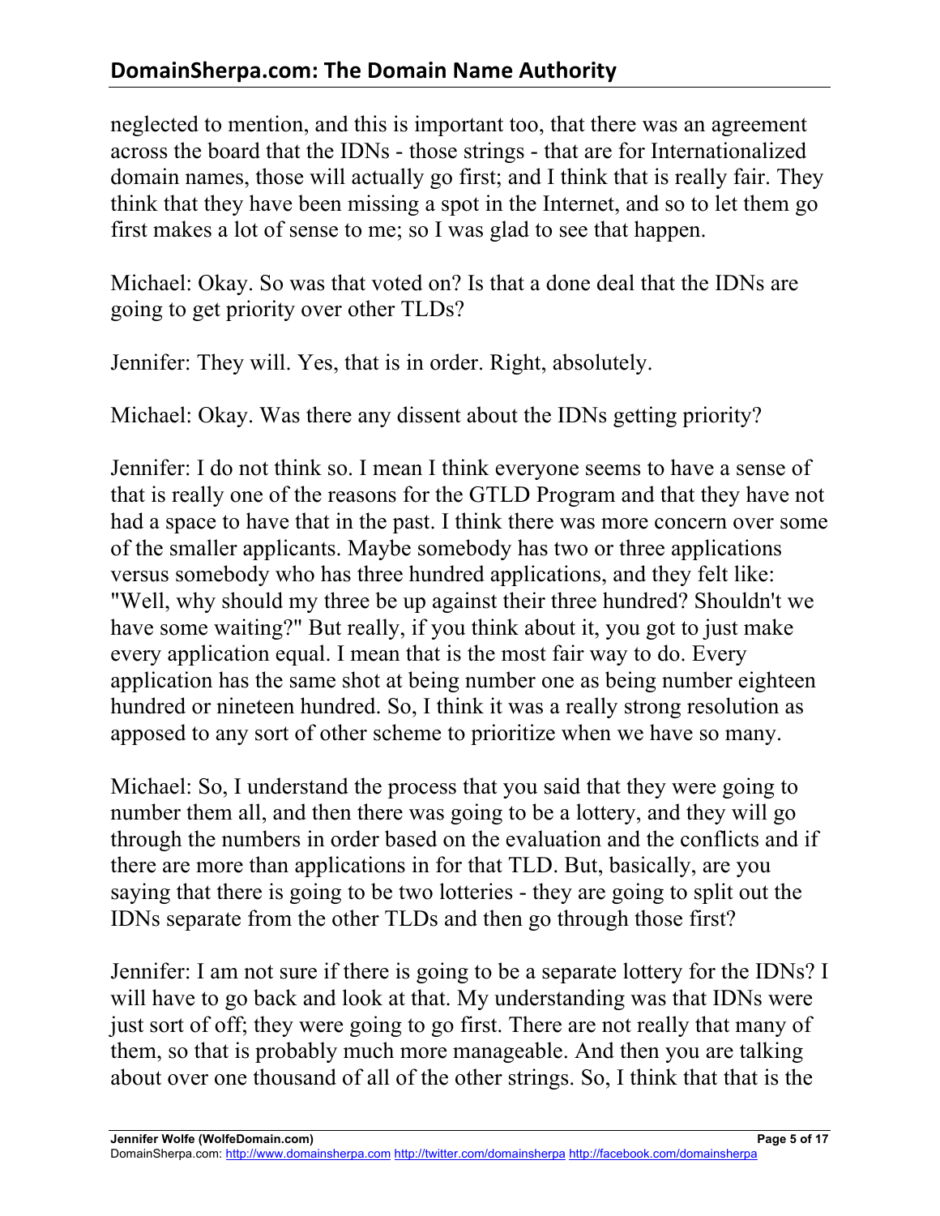neglected to mention, and this is important too, that there was an agreement across the board that the IDNs - those strings - that are for Internationalized domain names, those will actually go first; and I think that is really fair. They think that they have been missing a spot in the Internet, and so to let them go first makes a lot of sense to me; so I was glad to see that happen.

Michael: Okay. So was that voted on? Is that a done deal that the IDNs are going to get priority over other TLDs?

Jennifer: They will. Yes, that is in order. Right, absolutely.

Michael: Okay. Was there any dissent about the IDNs getting priority?

Jennifer: I do not think so. I mean I think everyone seems to have a sense of that is really one of the reasons for the GTLD Program and that they have not had a space to have that in the past. I think there was more concern over some of the smaller applicants. Maybe somebody has two or three applications versus somebody who has three hundred applications, and they felt like: "Well, why should my three be up against their three hundred? Shouldn't we have some waiting?" But really, if you think about it, you got to just make every application equal. I mean that is the most fair way to do. Every application has the same shot at being number one as being number eighteen hundred or nineteen hundred. So, I think it was a really strong resolution as apposed to any sort of other scheme to prioritize when we have so many.

Michael: So, I understand the process that you said that they were going to number them all, and then there was going to be a lottery, and they will go through the numbers in order based on the evaluation and the conflicts and if there are more than applications in for that TLD. But, basically, are you saying that there is going to be two lotteries - they are going to split out the IDNs separate from the other TLDs and then go through those first?

Jennifer: I am not sure if there is going to be a separate lottery for the IDNs? I will have to go back and look at that. My understanding was that IDNs were just sort of off; they were going to go first. There are not really that many of them, so that is probably much more manageable. And then you are talking about over one thousand of all of the other strings. So, I think that that is the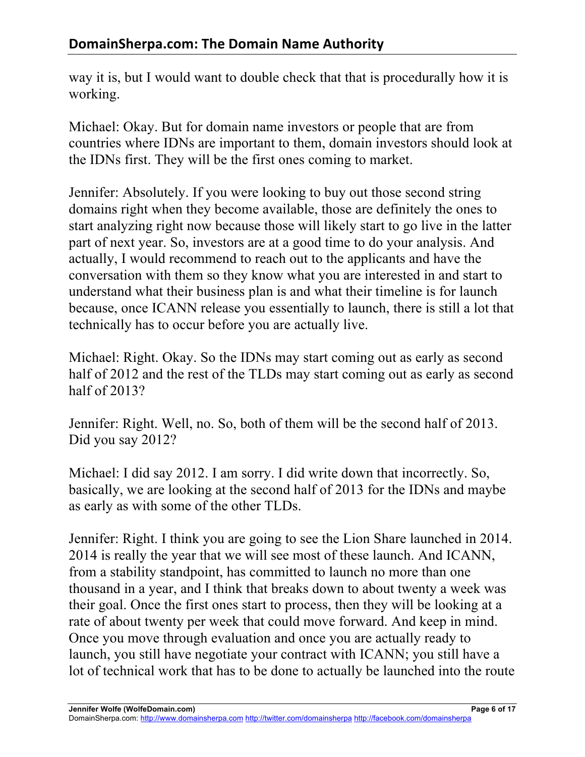way it is, but I would want to double check that that is procedurally how it is working.

Michael: Okay. But for domain name investors or people that are from countries where IDNs are important to them, domain investors should look at the IDNs first. They will be the first ones coming to market.

Jennifer: Absolutely. If you were looking to buy out those second string domains right when they become available, those are definitely the ones to start analyzing right now because those will likely start to go live in the latter part of next year. So, investors are at a good time to do your analysis. And actually, I would recommend to reach out to the applicants and have the conversation with them so they know what you are interested in and start to understand what their business plan is and what their timeline is for launch because, once ICANN release you essentially to launch, there is still a lot that technically has to occur before you are actually live.

Michael: Right. Okay. So the IDNs may start coming out as early as second half of 2012 and the rest of the TLDs may start coming out as early as second half of 2013?

Jennifer: Right. Well, no. So, both of them will be the second half of 2013. Did you say 2012?

Michael: I did say 2012. I am sorry. I did write down that incorrectly. So, basically, we are looking at the second half of 2013 for the IDNs and maybe as early as with some of the other TLDs.

Jennifer: Right. I think you are going to see the Lion Share launched in 2014. 2014 is really the year that we will see most of these launch. And ICANN, from a stability standpoint, has committed to launch no more than one thousand in a year, and I think that breaks down to about twenty a week was their goal. Once the first ones start to process, then they will be looking at a rate of about twenty per week that could move forward. And keep in mind. Once you move through evaluation and once you are actually ready to launch, you still have negotiate your contract with ICANN; you still have a lot of technical work that has to be done to actually be launched into the route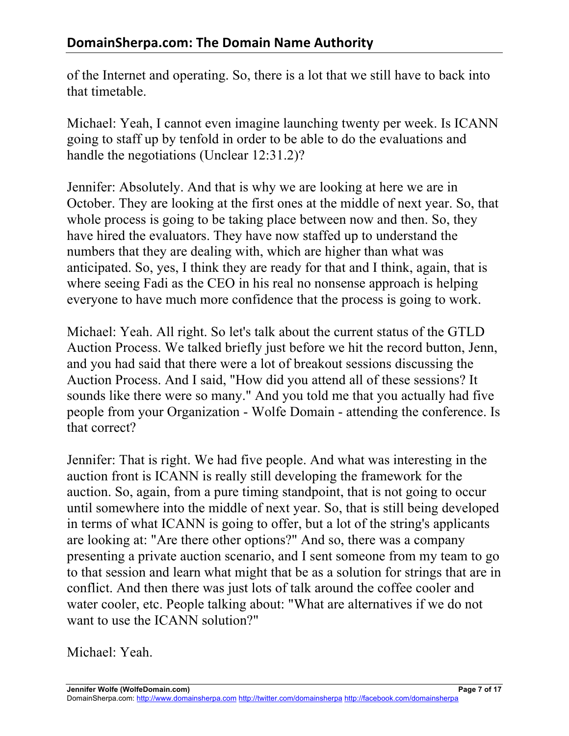of the Internet and operating. So, there is a lot that we still have to back into that timetable.

Michael: Yeah, I cannot even imagine launching twenty per week. Is ICANN going to staff up by tenfold in order to be able to do the evaluations and handle the negotiations (Unclear 12:31.2)?

Jennifer: Absolutely. And that is why we are looking at here we are in October. They are looking at the first ones at the middle of next year. So, that whole process is going to be taking place between now and then. So, they have hired the evaluators. They have now staffed up to understand the numbers that they are dealing with, which are higher than what was anticipated. So, yes, I think they are ready for that and I think, again, that is where seeing Fadi as the CEO in his real no nonsense approach is helping everyone to have much more confidence that the process is going to work.

Michael: Yeah. All right. So let's talk about the current status of the GTLD Auction Process. We talked briefly just before we hit the record button, Jenn, and you had said that there were a lot of breakout sessions discussing the Auction Process. And I said, "How did you attend all of these sessions? It sounds like there were so many." And you told me that you actually had five people from your Organization - Wolfe Domain - attending the conference. Is that correct?

Jennifer: That is right. We had five people. And what was interesting in the auction front is ICANN is really still developing the framework for the auction. So, again, from a pure timing standpoint, that is not going to occur until somewhere into the middle of next year. So, that is still being developed in terms of what ICANN is going to offer, but a lot of the string's applicants are looking at: "Are there other options?" And so, there was a company presenting a private auction scenario, and I sent someone from my team to go to that session and learn what might that be as a solution for strings that are in conflict. And then there was just lots of talk around the coffee cooler and water cooler, etc. People talking about: "What are alternatives if we do not want to use the ICANN solution?"

Michael: Yeah.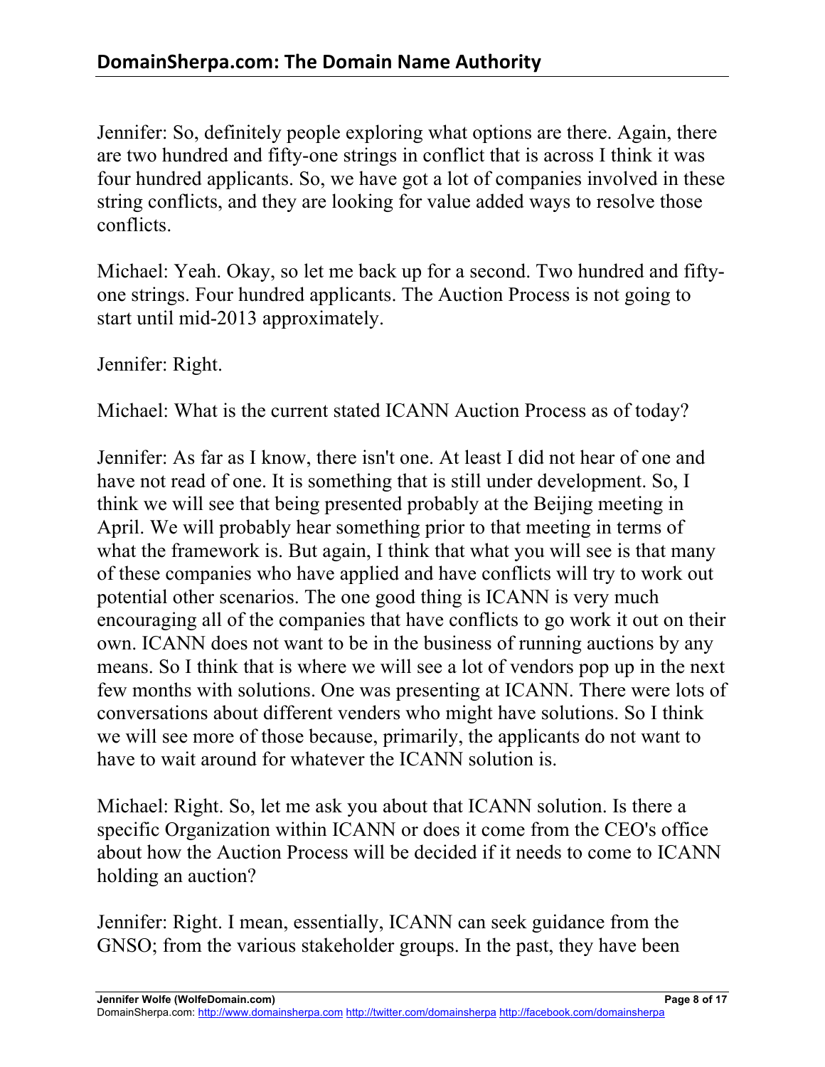Jennifer: So, definitely people exploring what options are there. Again, there are two hundred and fifty-one strings in conflict that is across I think it was four hundred applicants. So, we have got a lot of companies involved in these string conflicts, and they are looking for value added ways to resolve those conflicts.

Michael: Yeah. Okay, so let me back up for a second. Two hundred and fifty-one strings. Four hundred applicants. The Auction Process is not going to start until mid-2013 approximately.

Jennifer: Right.

Michael: What is the current stated ICANN Auction Process as of today?

Jennifer: As far as I know, there isn't one. At least I did not hear of one and have not read of one. It is something that is still under development. So, I think we will see that being presented probably at the Beijing meeting in April. We will probably hear something prior to that meeting in terms of what the framework is. But again, I think that what you will see is that many of these companies who have applied and have conflicts will try to work out potential other scenarios. The one good thing is ICANN is very much encouraging all of the companies that have conflicts to go work it out on their own. ICANN does not want to be in the business of running auctions by any means. So I think that is where we will see a lot of vendors pop up in the next few months with solutions. One was presenting at ICANN. There were lots of conversations about different venders who might have solutions. So I think we will see more of those because, primarily, the applicants do not want to have to wait around for whatever the ICANN solution is.

Michael: Right. So, let me ask you about that ICANN solution. Is there a specific Organization within ICANN or does it come from the CEO's office about how the Auction Process will be decided if it needs to come to ICANN holding an auction?

Jennifer: Right. I mean, essentially, ICANN can seek guidance from the GNSO; from the various stakeholder groups. In the past, they have been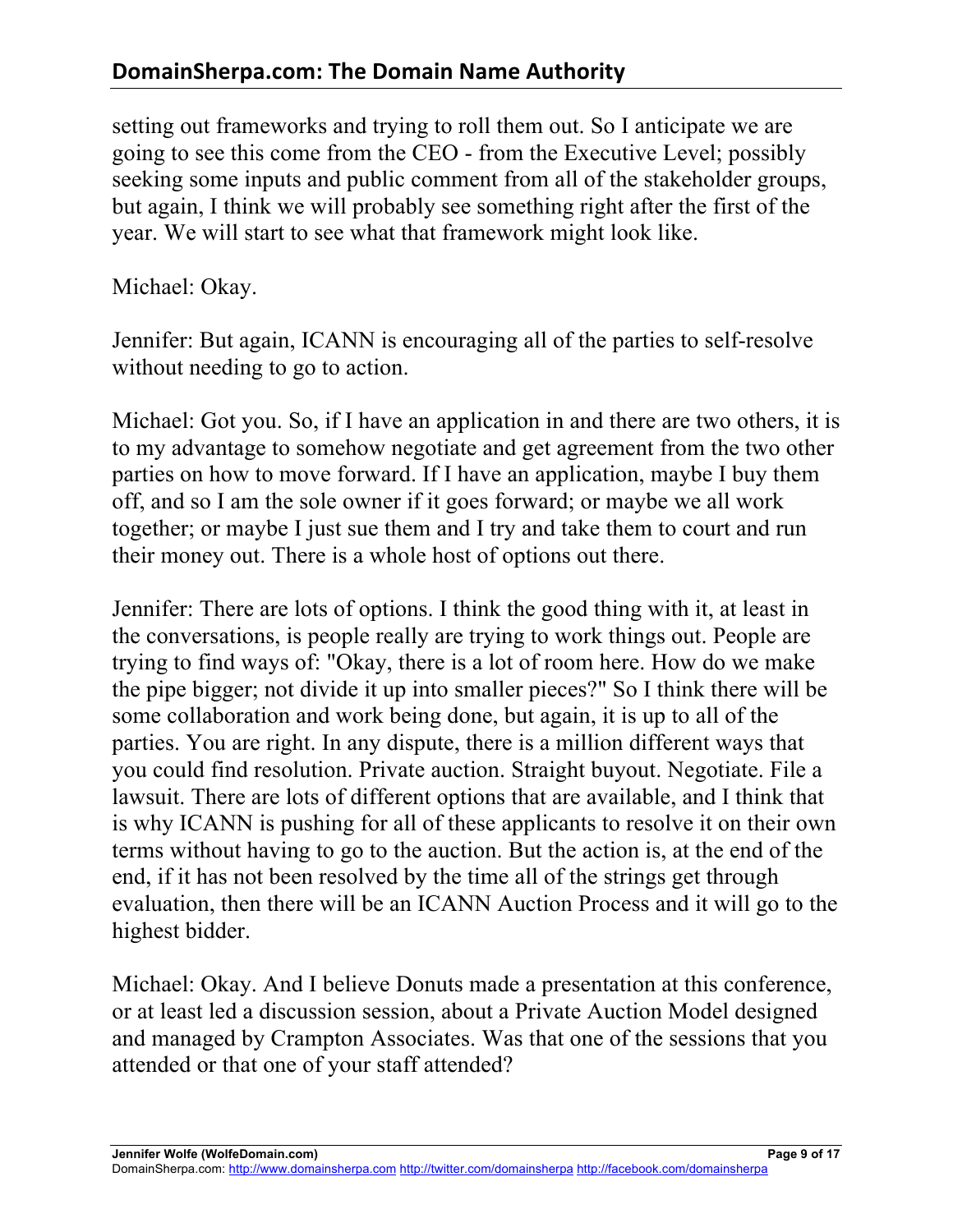setting out frameworks and trying to roll them out. So I anticipate we are going to see this come from the CEO - from the Executive Level; possibly seeking some inputs and public comment from all of the stakeholder groups, but again, I think we will probably see something right after the first of the year. We will start to see what that framework might look like.

Michael: Okay.

Jennifer: But again, ICANN is encouraging all of the parties to self-resolve without needing to go to action.

Michael: Got you. So, if I have an application in and there are two others, it is to my advantage to somehow negotiate and get agreement from the two other parties on how to move forward. If I have an application, maybe I buy them off, and so I am the sole owner if it goes forward; or maybe we all work together; or maybe I just sue them and I try and take them to court and run their money out. There is a whole host of options out there.

Jennifer: There are lots of options. I think the good thing with it, at least in the conversations, is people really are trying to work things out. People are trying to find ways of: "Okay, there is a lot of room here. How do we make the pipe bigger; not divide it up into smaller pieces?" So I think there will be some collaboration and work being done, but again, it is up to all of the parties. You are right. In any dispute, there is a million different ways that you could find resolution. Private auction. Straight buyout. Negotiate. File a lawsuit. There are lots of different options that are available, and I think that is why ICANN is pushing for all of these applicants to resolve it on their own terms without having to go to the auction. But the action is, at the end of the end, if it has not been resolved by the time all of the strings get through evaluation, then there will be an ICANN Auction Process and it will go to the highest bidder.

Michael: Okay. And I believe Donuts made a presentation at this conference, or at least led a discussion session, about a Private Auction Model designed and managed by Crampton Associates. Was that one of the sessions that you attended or that one of your staff attended?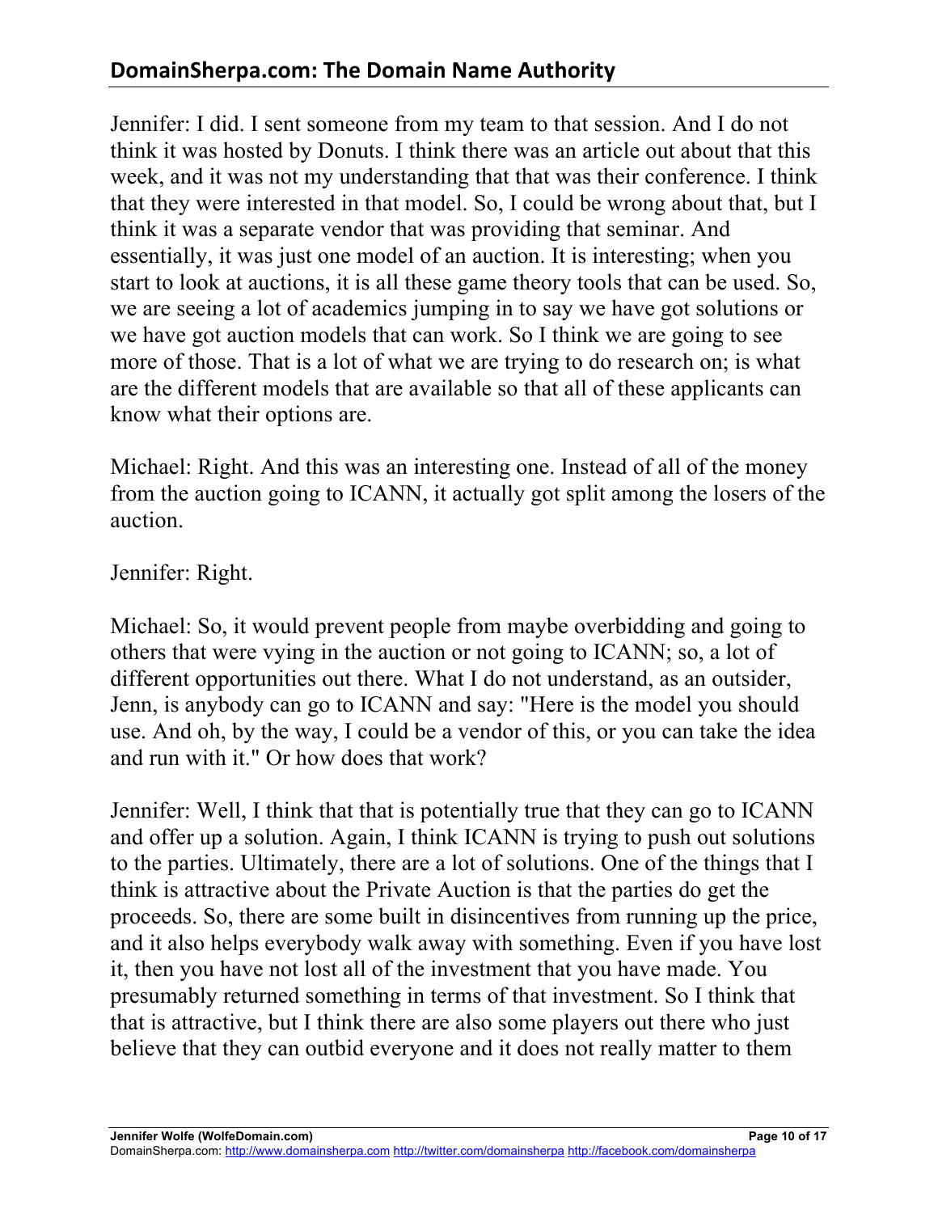Jennifer: I did. I sent someone from my team to that session. And I do not think it was hosted by Donuts. I think there was an article out about that this week, and it was not my understanding that that was their conference. I think that they were interested in that model. So, I could be wrong about that, but I think it was a separate vendor that was providing that seminar. And essentially, it was just one model of an auction. It is interesting; when you start to look at auctions, it is all these game theory tools that can be used. So, we are seeing a lot of academics jumping in to say we have got solutions or we have got auction models that can work. So I think we are going to see more of those. That is a lot of what we are trying to do research on; is what are the different models that are available so that all of these applicants can know what their options are.

Michael: Right. And this was an interesting one. Instead of all of the money from the auction going to ICANN, it actually got split among the losers of the auction.

Jennifer: Right.

Michael: So, it would prevent people from maybe overbidding and going to others that were vying in the auction or not going to ICANN; so, a lot of different opportunities out there. What I do not understand, as an outsider, Jenn, is anybody can go to ICANN and say: "Here is the model you should use. And oh, by the way, I could be a vendor of this, or you can take the idea and run with it." Or how does that work?

Jennifer: Well, I think that that is potentially true that they can go to ICANN and offer up a solution. Again, I think ICANN is trying to push out solutions to the parties. Ultimately, there are a lot of solutions. One of the things that I think is attractive about the Private Auction is that the parties do get the proceeds. So, there are some built in disincentives from running up the price, and it also helps everybody walk away with something. Even if you have lost it, then you have not lost all of the investment that you have made. You presumably returned something in terms of that investment. So I think that that is attractive, but I think there are also some players out there who just believe that they can outbid everyone and it does not really matter to them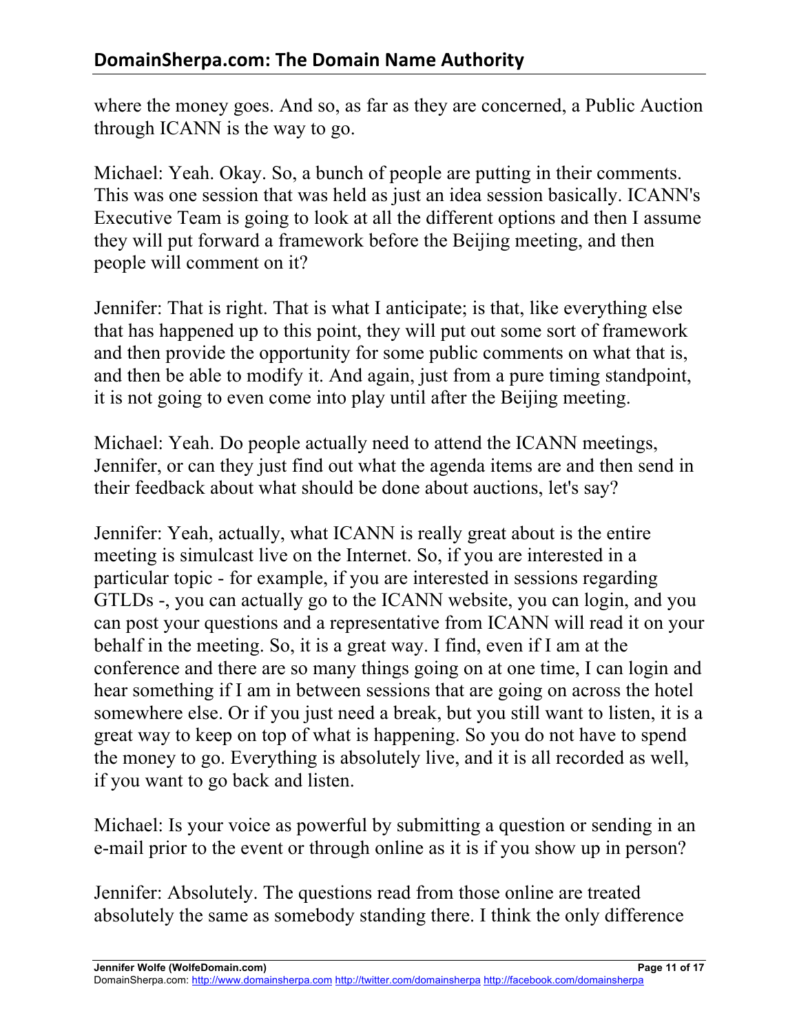where the money goes. And so, as far as they are concerned, a Public Auction through ICANN is the way to go.

Michael: Yeah. Okay. So, a bunch of people are putting in their comments. This was one session that was held as just an idea session basically. ICANN's Executive Team is going to look at all the different options and then I assume they will put forward a framework before the Beijing meeting, and then people will comment on it?

Jennifer: That is right. That is what I anticipate; is that, like everything else that has happened up to this point, they will put out some sort of framework and then provide the opportunity for some public comments on what that is, and then be able to modify it. And again, just from a pure timing standpoint, it is not going to even come into play until after the Beijing meeting.

Michael: Yeah. Do people actually need to attend the ICANN meetings, Jennifer, or can they just find out what the agenda items are and then send in their feedback about what should be done about auctions, let's say?

Jennifer: Yeah, actually, what ICANN is really great about is the entire meeting is simulcast live on the Internet. So, if you are interested in a particular topic - for example, if you are interested in sessions regarding GTLDs -, you can actually go to the ICANN website, you can login, and you can post your questions and a representative from ICANN will read it on your behalf in the meeting. So, it is a great way. I find, even if I am at the conference and there are so many things going on at one time, I can login and hear something if I am in between sessions that are going on across the hotel somewhere else. Or if you just need a break, but you still want to listen, it is a great way to keep on top of what is happening. So you do not have to spend the money to go. Everything is absolutely live, and it is all recorded as well, if you want to go back and listen.

Michael: Is your voice as powerful by submitting a question or sending in an e-mail prior to the event or through online as it is if you show up in person?

Jennifer: Absolutely. The questions read from those online are treated absolutely the same as somebody standing there. I think the only difference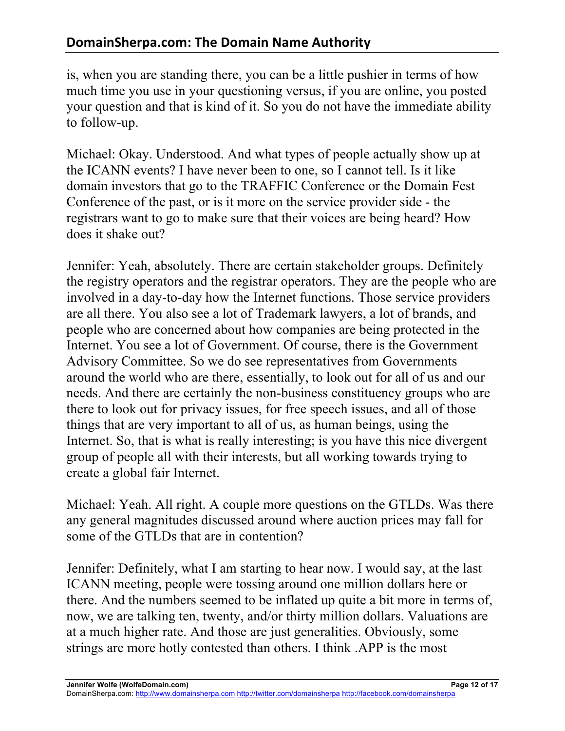is, when you are standing there, you can be a little pushier in terms of how much time you use in your questioning versus, if you are online, you posted your question and that is kind of it. So you do not have the immediate ability to follow-up.

Michael: Okay. Understood. And what types of people actually show up at the ICANN events? I have never been to one, so I cannot tell. Is it like domain investors that go to the TRAFFIC Conference or the Domain Fest Conference of the past, or is it more on the service provider side - the registrars want to go to make sure that their voices are being heard? How does it shake out?

Jennifer: Yeah, absolutely. There are certain stakeholder groups. Definitely the registry operators and the registrar operators. They are the people who are involved in a day-to-day how the Internet functions. Those service providers are all there. You also see a lot of Trademark lawyers, a lot of brands, and people who are concerned about how companies are being protected in the Internet. You see a lot of Government. Of course, there is the Government Advisory Committee. So we do see representatives from Governments around the world who are there, essentially, to look out for all of us and our needs. And there are certainly the non-business constituency groups who are there to look out for privacy issues, for free speech issues, and all of those things that are very important to all of us, as human beings, using the Internet. So, that is what is really interesting; is you have this nice divergent group of people all with their interests, but all working towards trying to create a global fair Internet.

Michael: Yeah. All right. A couple more questions on the GTLDs. Was there any general magnitudes discussed around where auction prices may fall for some of the GTLDs that are in contention?

Jennifer: Definitely, what I am starting to hear now. I would say, at the last ICANN meeting, people were tossing around one million dollars here or there. And the numbers seemed to be inflated up quite a bit more in terms of, now, we are talking ten, twenty, and/or thirty million dollars. Valuations are at a much higher rate. And those are just generalities. Obviously, some strings are more hotly contested than others. I think .APP is the most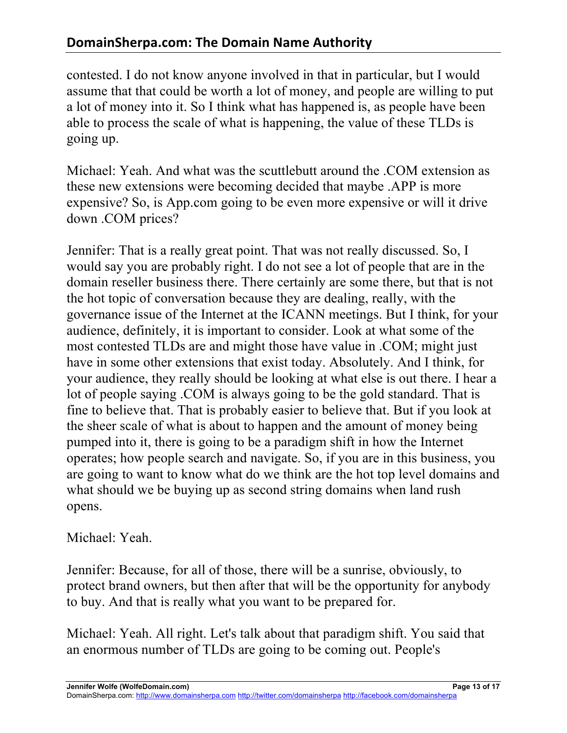contested. I do not know anyone involved in that in particular, but I would assume that that could be worth a lot of money, and people are willing to put a lot of money into it. So I think what has happened is, as people have been able to process the scale of what is happening, the value of these TLDs is going up.

Michael: Yeah. And what was the scuttlebutt around the .COM extension as these new extensions were becoming decided that maybe .APP is more expensive? So, is App.com going to be even more expensive or will it drive down .COM prices?

Jennifer: That is a really great point. That was not really discussed. So, I would say you are probably right. I do not see a lot of people that are in the domain reseller business there. There certainly are some there, but that is not the hot topic of conversation because they are dealing, really, with the governance issue of the Internet at the ICANN meetings. But I think, for your audience, definitely, it is important to consider. Look at what some of the most contested TLDs are and might those have value in .COM; might just have in some other extensions that exist today. Absolutely. And I think, for your audience, they really should be looking at what else is out there. I hear a lot of people saying .COM is always going to be the gold standard. That is fine to believe that. That is probably easier to believe that. But if you look at the sheer scale of what is about to happen and the amount of money being pumped into it, there is going to be a paradigm shift in how the Internet operates; how people search and navigate. So, if you are in this business, you are going to want to know what do we think are the hot top level domains and what should we be buying up as second string domains when land rush opens.

Michael: Yeah.

Jennifer: Because, for all of those, there will be a sunrise, obviously, to protect brand owners, but then after that will be the opportunity for anybody to buy. And that is really what you want to be prepared for.

Michael: Yeah. All right. Let's talk about that paradigm shift. You said that an enormous number of TLDs are going to be coming out. People's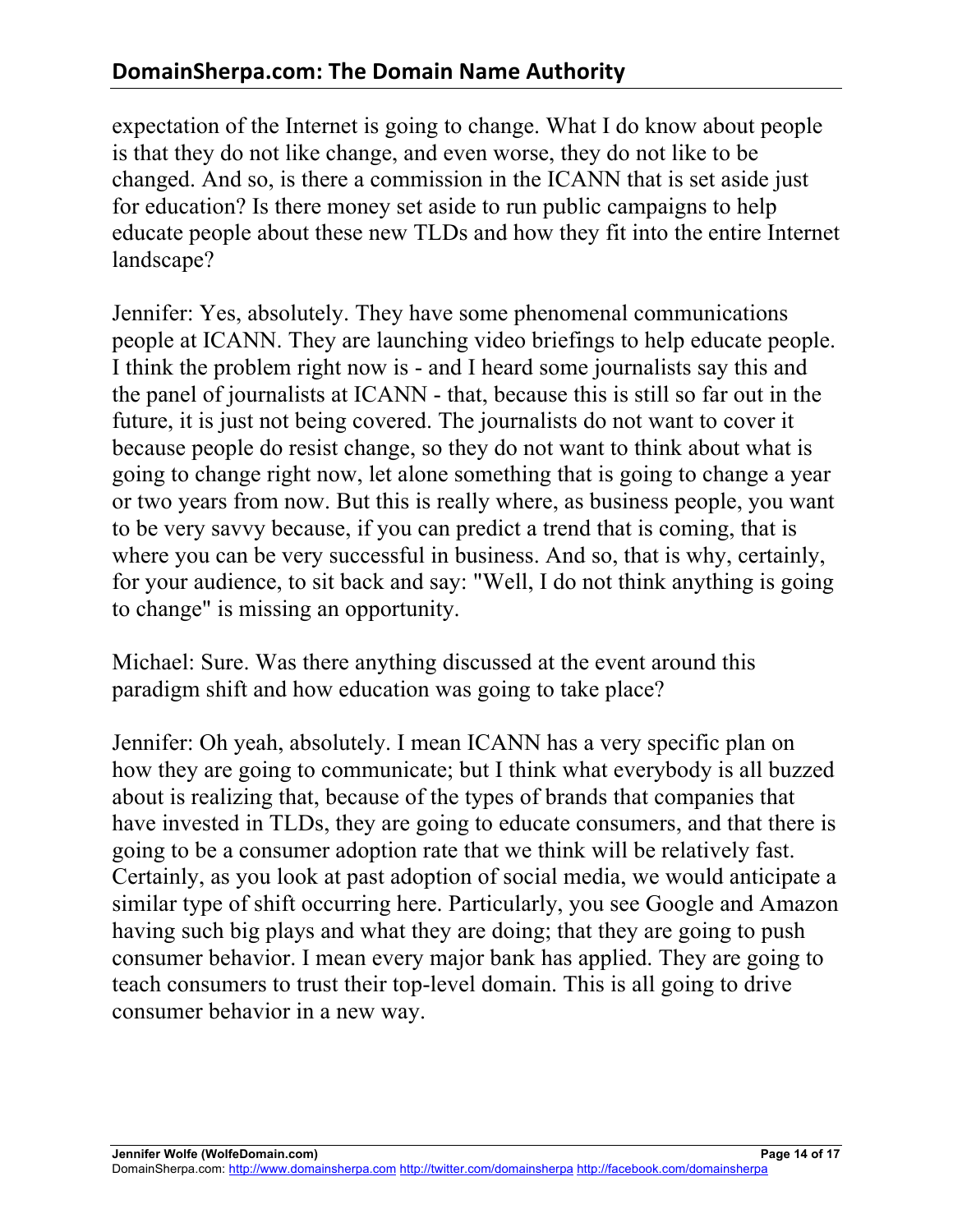expectation of the Internet is going to change. What I do know about people is that they do not like change, and even worse, they do not like to be changed. And so, is there a commission in the ICANN that is set aside just for education? Is there money set aside to run public campaigns to help educate people about these new TLDs and how they fit into the entire Internet landscape?

Jennifer: Yes, absolutely. They have some phenomenal communications people at ICANN. They are launching video briefings to help educate people. I think the problem right now is - and I heard some journalists say this and the panel of journalists at ICANN - that, because this is still so far out in the future, it is just not being covered. The journalists do not want to cover it because people do resist change, so they do not want to think about what is going to change right now, let alone something that is going to change a year or two years from now. But this is really where, as business people, you want to be very savvy because, if you can predict a trend that is coming, that is where you can be very successful in business. And so, that is why, certainly, for your audience, to sit back and say: "Well, I do not think anything is going to change" is missing an opportunity.

Michael: Sure. Was there anything discussed at the event around this paradigm shift and how education was going to take place?

Jennifer: Oh yeah, absolutely. I mean ICANN has a very specific plan on how they are going to communicate; but I think what everybody is all buzzed about is realizing that, because of the types of brands that companies that have invested in TLDs, they are going to educate consumers, and that there is going to be a consumer adoption rate that we think will be relatively fast. Certainly, as you look at past adoption of social media, we would anticipate a similar type of shift occurring here. Particularly, you see Google and Amazon having such big plays and what they are doing; that they are going to push consumer behavior. I mean every major bank has applied. They are going to teach consumers to trust their top-level domain. This is all going to drive consumer behavior in a new way.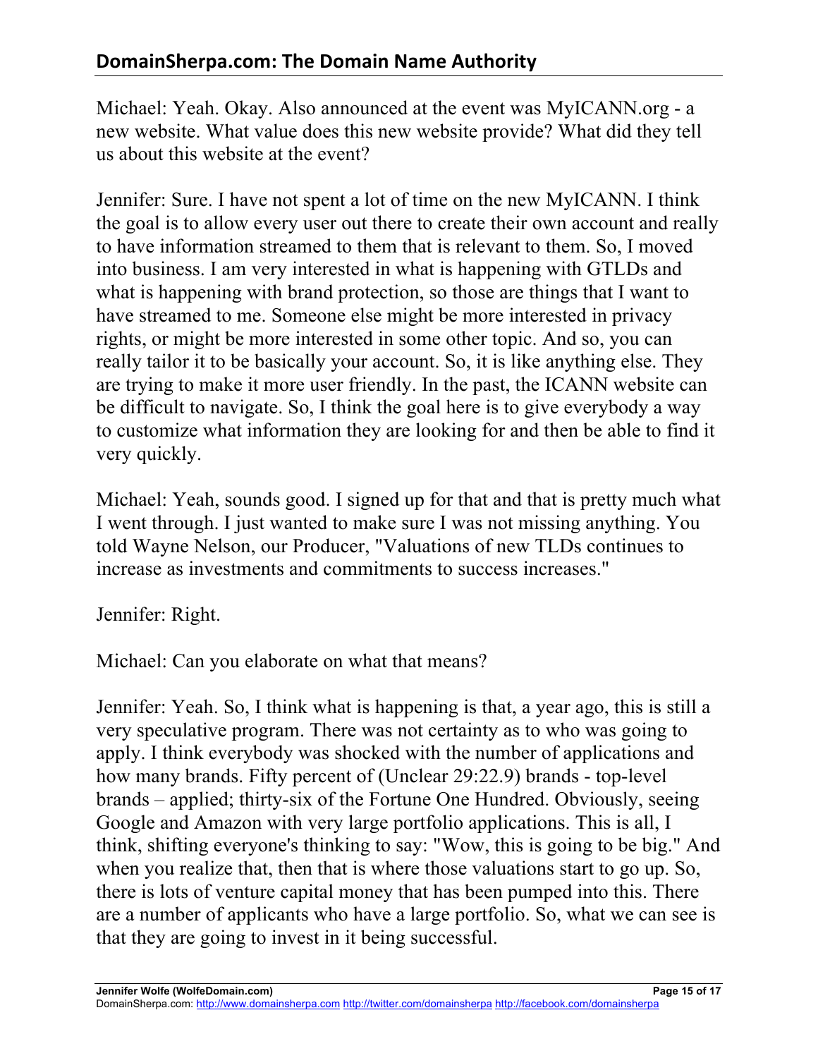Michael: Yeah. Okay. Also announced at the event was MyICANN.org - a new website. What value does this new website provide? What did they tell us about this website at the event?

Jennifer: Sure. I have not spent a lot of time on the new MyICANN. I think the goal is to allow every user out there to create their own account and really to have information streamed to them that is relevant to them. So, I moved into business. I am very interested in what is happening with GTLDs and what is happening with brand protection, so those are things that I want to have streamed to me. Someone else might be more interested in privacy rights, or might be more interested in some other topic. And so, you can really tailor it to be basically your account. So, it is like anything else. They are trying to make it more user friendly. In the past, the ICANN website can be difficult to navigate. So, I think the goal here is to give everybody a way to customize what information they are looking for and then be able to find it very quickly.

Michael: Yeah, sounds good. I signed up for that and that is pretty much what I went through. I just wanted to make sure I was not missing anything. You told Wayne Nelson, our Producer, "Valuations of new TLDs continues to increase as investments and commitments to success increases."

Jennifer: Right.

Michael: Can you elaborate on what that means?

Jennifer: Yeah. So, I think what is happening is that, a year ago, this is still a very speculative program. There was not certainty as to who was going to apply. I think everybody was shocked with the number of applications and how many brands. Fifty percent of (Unclear 29:22.9) brands - top-level brands – applied; thirty-six of the Fortune One Hundred. Obviously, seeing Google and Amazon with very large portfolio applications. This is all, I think, shifting everyone's thinking to say: "Wow, this is going to be big." And when you realize that, then that is where those valuations start to go up. So, there is lots of venture capital money that has been pumped into this. There are a number of applicants who have a large portfolio. So, what we can see is that they are going to invest in it being successful.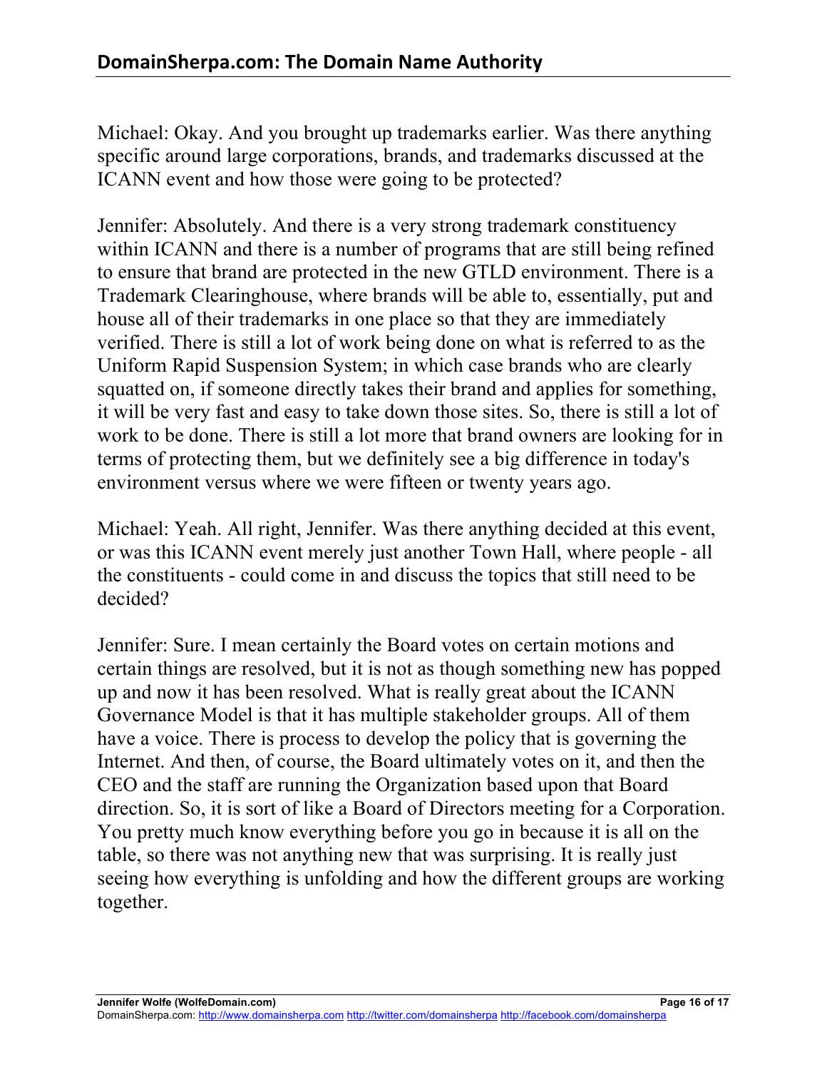Michael: Okay. And you brought up trademarks earlier. Was there anything specific around large corporations, brands, and trademarks discussed at the ICANN event and how those were going to be protected?

Jennifer: Absolutely. And there is a very strong trademark constituency within ICANN and there is a number of programs that are still being refined to ensure that brand are protected in the new GTLD environment. There is a Trademark Clearinghouse, where brands will be able to, essentially, put and house all of their trademarks in one place so that they are immediately verified. There is still a lot of work being done on what is referred to as the Uniform Rapid Suspension System; in which case brands who are clearly squatted on, if someone directly takes their brand and applies for something, it will be very fast and easy to take down those sites. So, there is still a lot of work to be done. There is still a lot more that brand owners are looking for in terms of protecting them, but we definitely see a big difference in today's environment versus where we were fifteen or twenty years ago.

Michael: Yeah. All right, Jennifer. Was there anything decided at this event, or was this ICANN event merely just another Town Hall, where people - all the constituents - could come in and discuss the topics that still need to be decided?

Jennifer: Sure. I mean certainly the Board votes on certain motions and certain things are resolved, but it is not as though something new has popped up and now it has been resolved. What is really great about the ICANN Governance Model is that it has multiple stakeholder groups. All of them have a voice. There is process to develop the policy that is governing the Internet. And then, of course, the Board ultimately votes on it, and then the CEO and the staff are running the Organization based upon that Board direction. So, it is sort of like a Board of Directors meeting for a Corporation. You pretty much know everything before you go in because it is all on the table, so there was not anything new that was surprising. It is really just seeing how everything is unfolding and how the different groups are working together.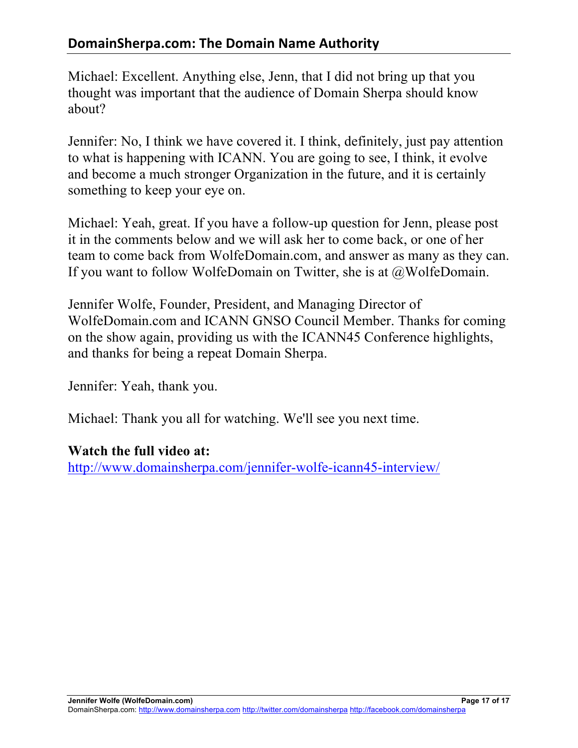Michael: Excellent. Anything else, Jenn, that I did not bring up that you thought was important that the audience of Domain Sherpa should know about?

Jennifer: No, I think we have covered it. I think, definitely, just pay attention to what is happening with ICANN. You are going to see, I think, it evolve and become a much stronger Organization in the future, and it is certainly something to keep your eye on.

Michael: Yeah, great. If you have a follow-up question for Jenn, please post it in the comments below and we will ask her to come back, or one of her team to come back from WolfeDomain.com, and answer as many as they can. If you want to follow WolfeDomain on Twitter, she is at @WolfeDomain.

Jennifer Wolfe, Founder, President, and Managing Director of WolfeDomain.com and ICANN GNSO Council Member. Thanks for coming on the show again, providing us with the ICANN45 Conference highlights, and thanks for being a repeat Domain Sherpa.

Jennifer: Yeah, thank you.

Michael: Thank you all for watching. We'll see you next time.

**Watch the full video at:**
http://www.domainsherpa.com/jennifer-wolfe-icann45-interview/